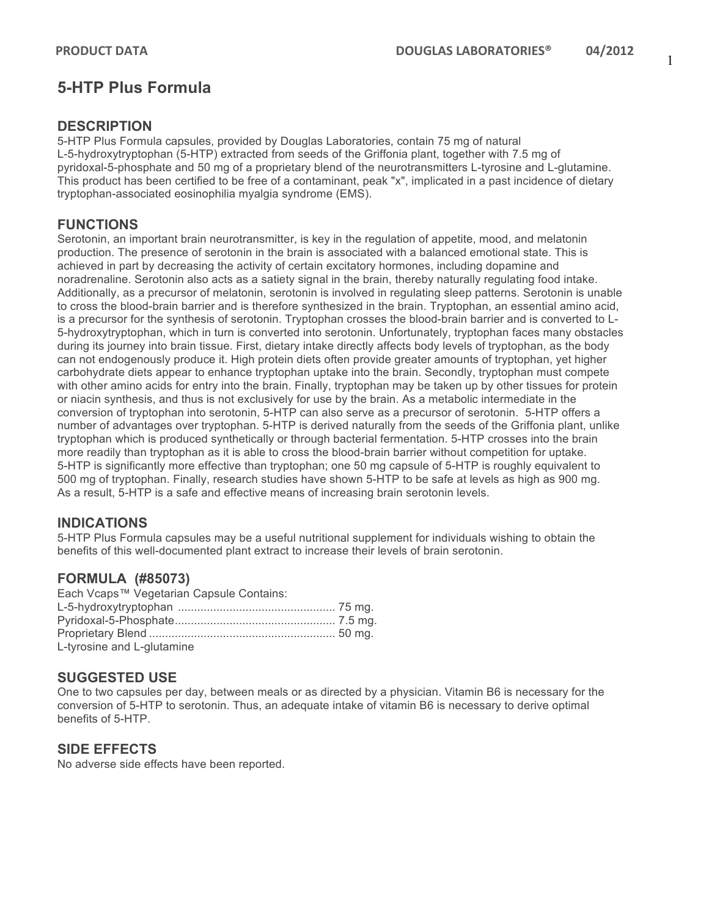# 5-HTP Plus Formula

## DESCRIPTION

5-HTP Plus Formula capsules, provided by Douglas Laboratories, contain 75 mg of natural L-5-hydroxytryptophan (5-HTP) extracted from seeds of the Griffonia plant, together with 7.5 mg of pyridoxal-5-phosphate and 50 mg of a proprietary blend of the neurotransmitters L-tyrosine and L-glutamine. This product has been certified to be free of a contaminant, peak "x", implicated in a past incidence of dietary tryptophan-associated eosinophilia myalgia syndrome (EMS).

## FUNCTIONS

Serotonin, an important brain neurotransmitter, is key in the regulation of appetite, mood, and melatonin production. The presence of serotonin in the brain is associated with a balanced emotional state. This is achieved in part by decreasing the activity of certain excitatory hormones, including dopamine and noradrenaline. Serotonin also acts as a satiety signal in the brain, thereby naturally regulating food intake. Additionally, as a precursor of melatonin, serotonin is involved in regulating sleep patterns. Serotonin is unable to cross the blood-brain barrier and is therefore synthesized in the brain. Tryptophan, an essential amino acid, is a precursor for the synthesis of serotonin. Tryptophan crosses the blood-brain barrier and is converted to L-5-hydroxytryptophan, which in turn is converted into serotonin. Unfortunately, tryptophan faces many obstacles during its journey into brain tissue. First, dietary intake directly affects body levels of tryptophan, as the body can not endogenously produce it. High protein diets often provide greater amounts of tryptophan, yet higher carbohydrate diets appear to enhance tryptophan uptake into the brain. Secondly, tryptophan must compete with other amino acids for entry into the brain. Finally, tryptophan may be taken up by other tissues for protein or niacin synthesis, and thus is not exclusively for use by the brain. As a metabolic intermediate in the conversion of tryptophan into serotonin, 5-HTP can also serve as a precursor of serotonin. 5-HTP offers a number of advantages over tryptophan. 5-HTP is derived naturally from the seeds of the Griffonia plant, unlike tryptophan which is produced synthetically or through bacterial fermentation. 5-HTP crosses into the brain more readily than tryptophan as it is able to cross the blood-brain barrier without competition for uptake. 5-HTP is significantly more effective than tryptophan; one 50 mg capsule of 5-HTP is roughly equivalent to 500 mg of tryptophan. Finally, research studies have shown 5-HTP to be safe at levels as high as 900 mg. As a result, 5-HTP is a safe and effective means of increasing brain serotonin levels.

## INDICATIONS

5-HTP Plus Formula capsules may be a useful nutritional supplement for individuals wishing to obtain the benefits of this well-documented plant extract to increase their levels of brain serotonin.

## FORMULA (#85073)

Each Vcaps™ Vegetarian Capsule Contains:

| | |
|---|---|
| L-5-hydroxytryptophan | 75 mg. |
| Pyridoxal-5-Phosphate | 7.5 mg. |
| Proprietary Blend | 50 mg. |
| L-tyrosine and L-glutamine | |

## SUGGESTED USE

One to two capsules per day, between meals or as directed by a physician. Vitamin B6 is necessary for the conversion of 5-HTP to serotonin. Thus, an adequate intake of vitamin B6 is necessary to derive optimal benefits of 5-HTP.

## SIDE EFFECTS

No adverse side effects have been reported.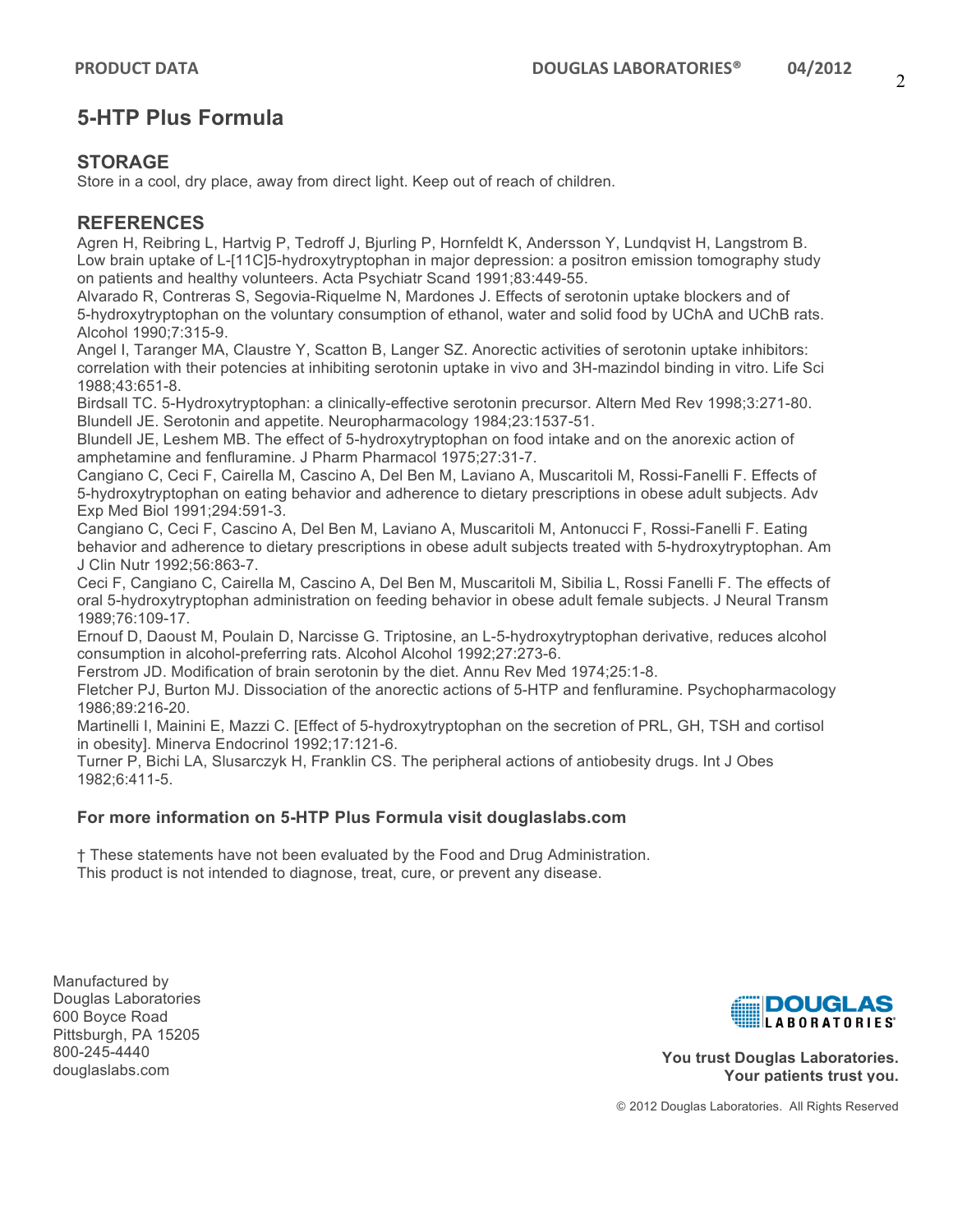# 5-HTP Plus Formula

## STORAGE

Store in a cool, dry place, away from direct light. Keep out of reach of children.

## REFERENCES

Agren H, Reibring L, Hartvig P, Tedroff J, Bjurling P, Hornfeldt K, Andersson Y, Lundqvist H, Langstrom B. Low brain uptake of L-[11C]5-hydroxytryptophan in major depression: a positron emission tomography study on patients and healthy volunteers. Acta Psychiatr Scand 1991;83:449-55.

Alvarado R, Contreras S, Segovia-Riquelme N, Mardones J. Effects of serotonin uptake blockers and of 5-hydroxytryptophan on the voluntary consumption of ethanol, water and solid food by UChA and UChB rats. Alcohol 1990;7:315-9.

Angel I, Taranger MA, Claustre Y, Scatton B, Langer SZ. Anorectic activities of serotonin uptake inhibitors: correlation with their potencies at inhibiting serotonin uptake in vivo and 3H-mazindol binding in vitro. Life Sci 1988;43:651-8.

Birdsall TC. 5-Hydroxytryptophan: a clinically-effective serotonin precursor. Altern Med Rev 1998;3:271-80.

Blundell JE. Serotonin and appetite. Neuropharmacology 1984;23:1537-51.

Blundell JE, Leshem MB. The effect of 5-hydroxytryptophan on food intake and on the anorexic action of amphetamine and fenfluramine. J Pharm Pharmacol 1975;27:31-7.

Cangiano C, Ceci F, Cairella M, Cascino A, Del Ben M, Laviano A, Muscaritoli M, Rossi-Fanelli F. Effects of 5-hydroxytryptophan on eating behavior and adherence to dietary prescriptions in obese adult subjects. Adv Exp Med Biol 1991;294:591-3.

Cangiano C, Ceci F, Cascino A, Del Ben M, Laviano A, Muscaritoli M, Antonucci F, Rossi-Fanelli F. Eating behavior and adherence to dietary prescriptions in obese adult subjects treated with 5-hydroxytryptophan. Am J Clin Nutr 1992;56:863-7.

Ceci F, Cangiano C, Cairella M, Cascino A, Del Ben M, Muscaritoli M, Sibilia L, Rossi Fanelli F. The effects of oral 5-hydroxytryptophan administration on feeding behavior in obese adult female subjects. J Neural Transm 1989;76:109-17.

Ernouf D, Daoust M, Poulain D, Narcisse G. Triptosine, an L-5-hydroxytryptophan derivative, reduces alcohol consumption in alcohol-preferring rats. Alcohol Alcohol 1992;27:273-6.

Ferstrom JD. Modification of brain serotonin by the diet. Annu Rev Med 1974;25:1-8.

Fletcher PJ, Burton MJ. Dissociation of the anorectic actions of 5-HTP and fenfluramine. Psychopharmacology 1986;89:216-20.

Martinelli I, Mainini E, Mazzi C. [Effect of 5-hydroxytryptophan on the secretion of PRL, GH, TSH and cortisol in obesity]. Minerva Endocrinol 1992;17:121-6.

Turner P, Bichi LA, Slusarczyk H, Franklin CS. The peripheral actions of antiobesity drugs. Int J Obes 1982;6:411-5.

**For more information on 5-HTP Plus Formula visit douglaslabs.com**

† These statements have not been evaluated by the Food and Drug Administration.
This product is not intended to diagnose, treat, cure, or prevent any disease.

Manufactured by
Douglas Laboratories
600 Boyce Road
Pittsburgh, PA 15205
800-245-4440
douglaslabs.com

DOUGLAS LABORATORIES

**You trust Douglas Laboratories.**
**Your patients trust you.**

© 2012 Douglas Laboratories. All Rights Reserved